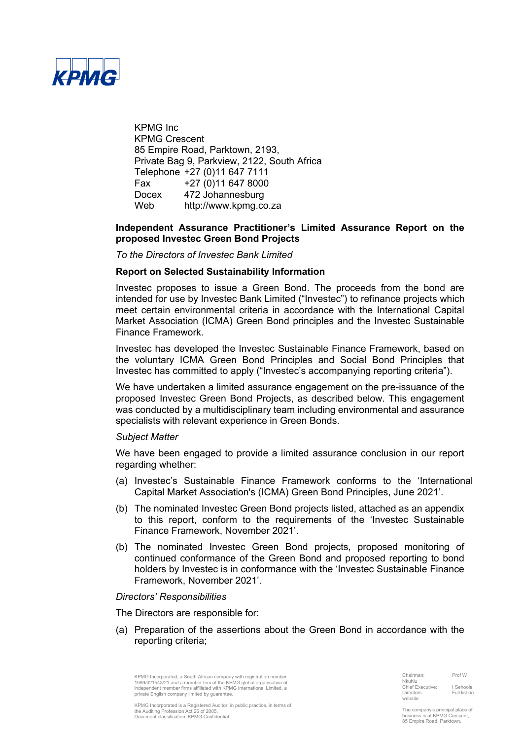KPMG Inc
KPMG Crescent
85 Empire Road, Parktown, 2193,
Private Bag 9, Parkview, 2122, South Africa
Telephone +27 (0)11 647 7111
Fax +27 (0)11 647 8000
Docex 472 Johannesburg
Web http://www.kpmg.co.za

## Independent Assurance Practitioner's Limited Assurance Report on the proposed Investec Green Bond Projects

*To the Directors of Investec Bank Limited*

### Report on Selected Sustainability Information

Investec proposes to issue a Green Bond. The proceeds from the bond are intended for use by Investec Bank Limited ("Investec") to refinance projects which meet certain environmental criteria in accordance with the International Capital Market Association (ICMA) Green Bond principles and the Investec Sustainable Finance Framework.

Investec has developed the Investec Sustainable Finance Framework, based on the voluntary ICMA Green Bond Principles and Social Bond Principles that Investec has committed to apply ("Investec's accompanying reporting criteria").

We have undertaken a limited assurance engagement on the pre-issuance of the proposed Investec Green Bond Projects, as described below. This engagement was conducted by a multidisciplinary team including environmental and assurance specialists with relevant experience in Green Bonds.

*Subject Matter*

We have been engaged to provide a limited assurance conclusion in our report regarding whether:

(a) Investec's Sustainable Finance Framework conforms to the 'International Capital Market Association's (ICMA) Green Bond Principles, June 2021'.

(b) The nominated Investec Green Bond projects listed, attached as an appendix to this report, conform to the requirements of the 'Investec Sustainable Finance Framework, November 2021'.

(b) The nominated Investec Green Bond projects, proposed monitoring of continued conformance of the Green Bond and proposed reporting to bond holders by Investec is in conformance with the 'Investec Sustainable Finance Framework, November 2021'.

*Directors' Responsibilities*

The Directors are responsible for:

(a) Preparation of the assertions about the Green Bond in accordance with the reporting criteria;

KPMG Incorporated, a South African company with registration number 1999/021543/21 and a member firm of the KPMG global organisation of independent member firms affiliated with KPMG International Limited, a private English company limited by guarantee.

KPMG Incorporated is a Registered Auditor, in public practice, in terms of the Auditing Profession Act 26 of 2005.
Document classification: KPMG Confidential

Chairman: Prof W Nkuhlu
Chief Executive: I Sehoole
Directors: Full list on website

The company's principal place of business is at KPMG Crescent, 85 Empire Road, Parktown.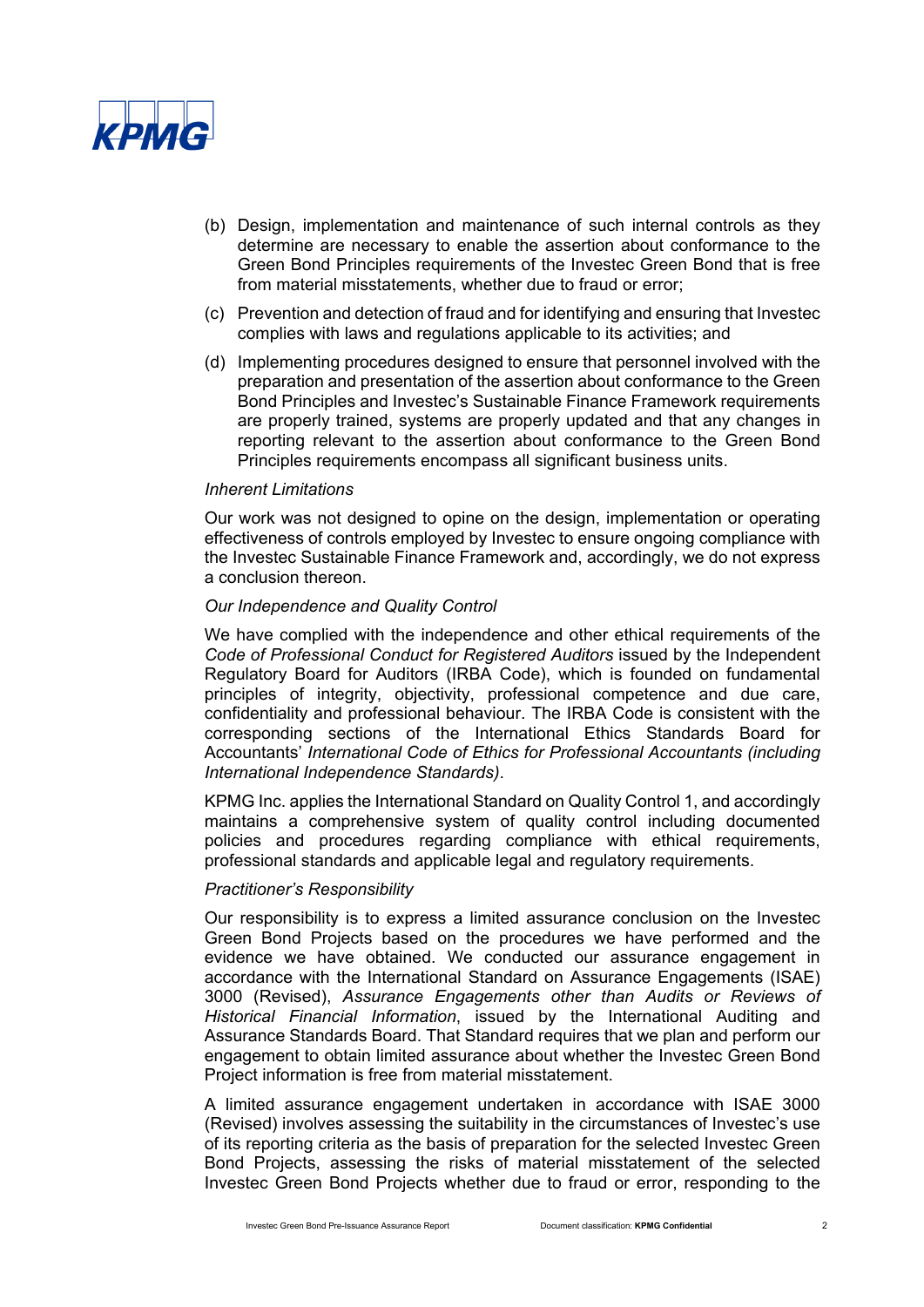(b) Design, implementation and maintenance of such internal controls as they determine are necessary to enable the assertion about conformance to the Green Bond Principles requirements of the Investec Green Bond that is free from material misstatements, whether due to fraud or error;

(c) Prevention and detection of fraud and for identifying and ensuring that Investec complies with laws and regulations applicable to its activities; and

(d) Implementing procedures designed to ensure that personnel involved with the preparation and presentation of the assertion about conformance to the Green Bond Principles and Investec's Sustainable Finance Framework requirements are properly trained, systems are properly updated and that any changes in reporting relevant to the assertion about conformance to the Green Bond Principles requirements encompass all significant business units.

*Inherent Limitations*

Our work was not designed to opine on the design, implementation or operating effectiveness of controls employed by Investec to ensure ongoing compliance with the Investec Sustainable Finance Framework and, accordingly, we do not express a conclusion thereon.

*Our Independence and Quality Control*

We have complied with the independence and other ethical requirements of the *Code of Professional Conduct for Registered Auditors* issued by the Independent Regulatory Board for Auditors (IRBA Code), which is founded on fundamental principles of integrity, objectivity, professional competence and due care, confidentiality and professional behaviour. The IRBA Code is consistent with the corresponding sections of the International Ethics Standards Board for Accountants' *International Code of Ethics for Professional Accountants (including International Independence Standards)*.

KPMG Inc. applies the International Standard on Quality Control 1, and accordingly maintains a comprehensive system of quality control including documented policies and procedures regarding compliance with ethical requirements, professional standards and applicable legal and regulatory requirements.

*Practitioner's Responsibility*

Our responsibility is to express a limited assurance conclusion on the Investec Green Bond Projects based on the procedures we have performed and the evidence we have obtained. We conducted our assurance engagement in accordance with the International Standard on Assurance Engagements (ISAE) 3000 (Revised), *Assurance Engagements other than Audits or Reviews of Historical Financial Information*, issued by the International Auditing and Assurance Standards Board. That Standard requires that we plan and perform our engagement to obtain limited assurance about whether the Investec Green Bond Project information is free from material misstatement.

A limited assurance engagement undertaken in accordance with ISAE 3000 (Revised) involves assessing the suitability in the circumstances of Investec's use of its reporting criteria as the basis of preparation for the selected Investec Green Bond Projects, assessing the risks of material misstatement of the selected Investec Green Bond Projects whether due to fraud or error, responding to the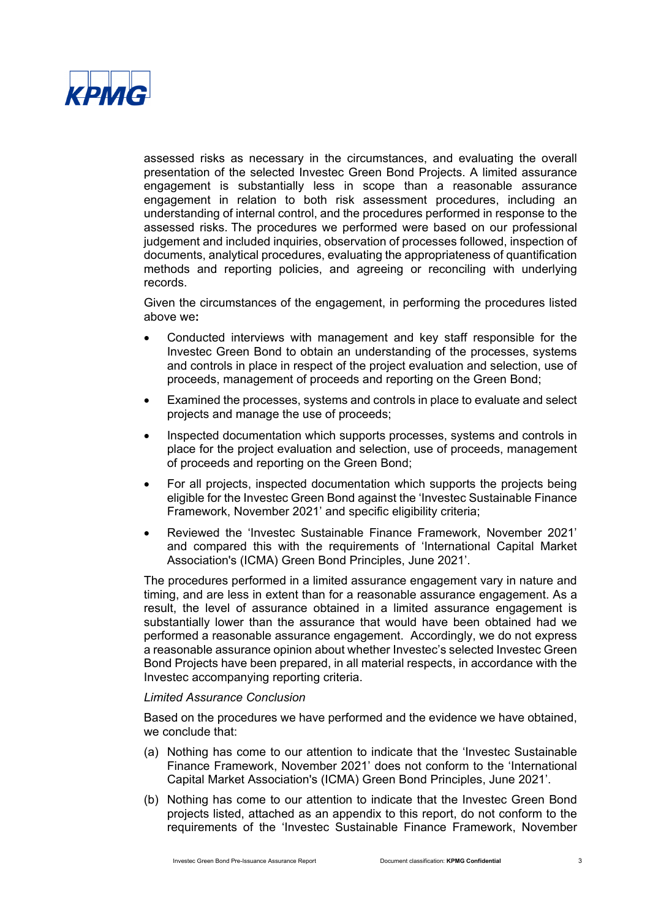assessed risks as necessary in the circumstances, and evaluating the overall presentation of the selected Investec Green Bond Projects. A limited assurance engagement is substantially less in scope than a reasonable assurance engagement in relation to both risk assessment procedures, including an understanding of internal control, and the procedures performed in response to the assessed risks. The procedures we performed were based on our professional judgement and included inquiries, observation of processes followed, inspection of documents, analytical procedures, evaluating the appropriateness of quantification methods and reporting policies, and agreeing or reconciling with underlying records.

Given the circumstances of the engagement, in performing the procedures listed above we**:**

- Conducted interviews with management and key staff responsible for the Investec Green Bond to obtain an understanding of the processes, systems and controls in place in respect of the project evaluation and selection, use of proceeds, management of proceeds and reporting on the Green Bond;
- Examined the processes, systems and controls in place to evaluate and select projects and manage the use of proceeds;
- Inspected documentation which supports processes, systems and controls in place for the project evaluation and selection, use of proceeds, management of proceeds and reporting on the Green Bond;
- For all projects, inspected documentation which supports the projects being eligible for the Investec Green Bond against the 'Investec Sustainable Finance Framework, November 2021' and specific eligibility criteria;
- Reviewed the 'Investec Sustainable Finance Framework, November 2021' and compared this with the requirements of 'International Capital Market Association's (ICMA) Green Bond Principles, June 2021'.

The procedures performed in a limited assurance engagement vary in nature and timing, and are less in extent than for a reasonable assurance engagement. As a result, the level of assurance obtained in a limited assurance engagement is substantially lower than the assurance that would have been obtained had we performed a reasonable assurance engagement. Accordingly, we do not express a reasonable assurance opinion about whether Investec's selected Investec Green Bond Projects have been prepared, in all material respects, in accordance with the Investec accompanying reporting criteria.

*Limited Assurance Conclusion*

Based on the procedures we have performed and the evidence we have obtained, we conclude that:

(a) Nothing has come to our attention to indicate that the 'Investec Sustainable Finance Framework, November 2021' does not conform to the 'International Capital Market Association's (ICMA) Green Bond Principles, June 2021'.

(b) Nothing has come to our attention to indicate that the Investec Green Bond projects listed, attached as an appendix to this report, do not conform to the requirements of the 'Investec Sustainable Finance Framework, November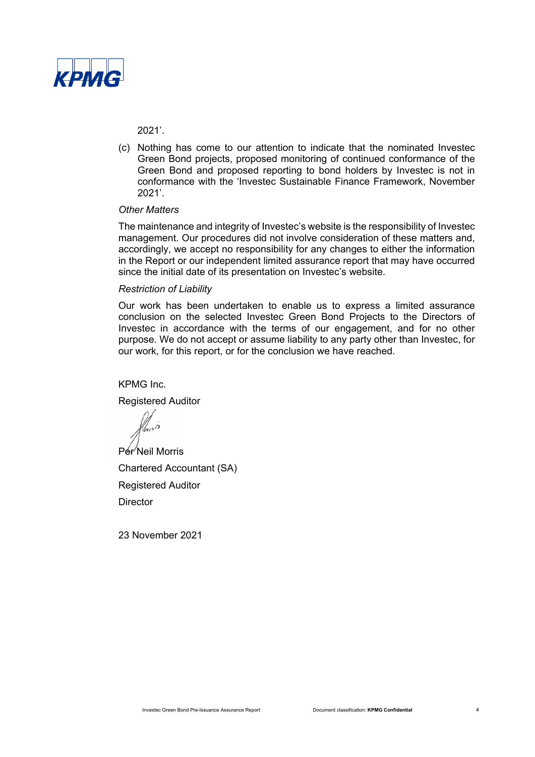2021'.

(c) Nothing has come to our attention to indicate that the nominated Investec Green Bond projects, proposed monitoring of continued conformance of the Green Bond and proposed reporting to bond holders by Investec is not in conformance with the 'Investec Sustainable Finance Framework, November 2021'.

*Other Matters*

The maintenance and integrity of Investec's website is the responsibility of Investec management. Our procedures did not involve consideration of these matters and, accordingly, we accept no responsibility for any changes to either the information in the Report or our independent limited assurance report that may have occurred since the initial date of its presentation on Investec's website.

*Restriction of Liability*

Our work has been undertaken to enable us to express a limited assurance conclusion on the selected Investec Green Bond Projects to the Directors of Investec in accordance with the terms of our engagement, and for no other purpose. We do not accept or assume liability to any party other than Investec, for our work, for this report, or for the conclusion we have reached.

KPMG Inc.

Registered Auditor

Per Neil Morris

Chartered Accountant (SA)

Registered Auditor

Director

23 November 2021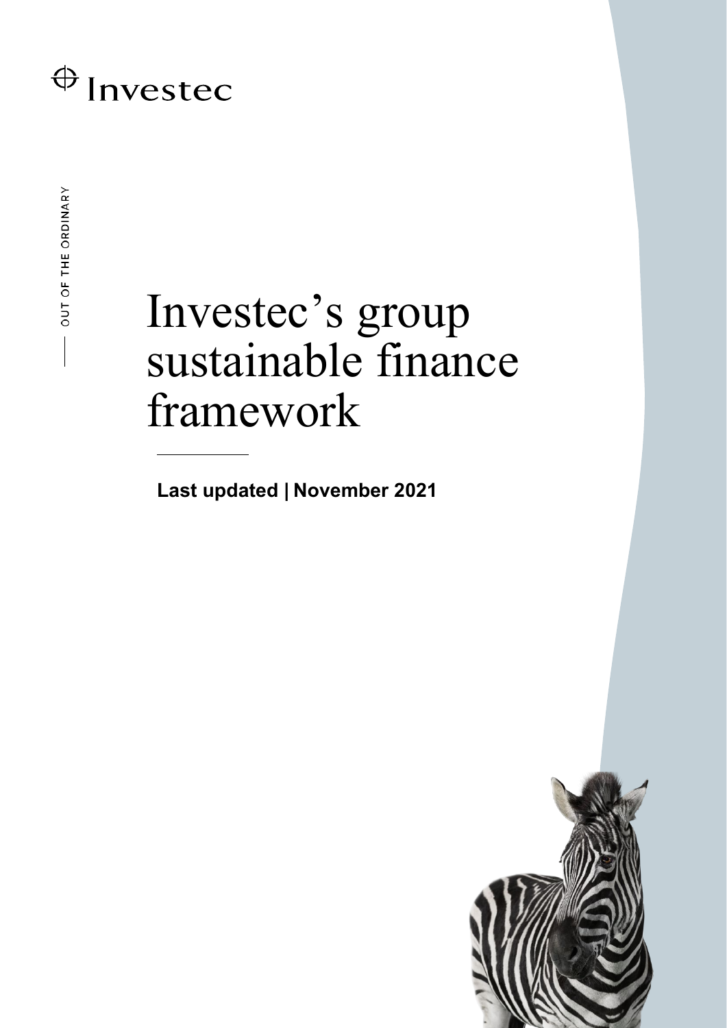Investec

OUT OF THE ORDINARY

# Investec's group sustainable finance framework

**Last updated | November 2021**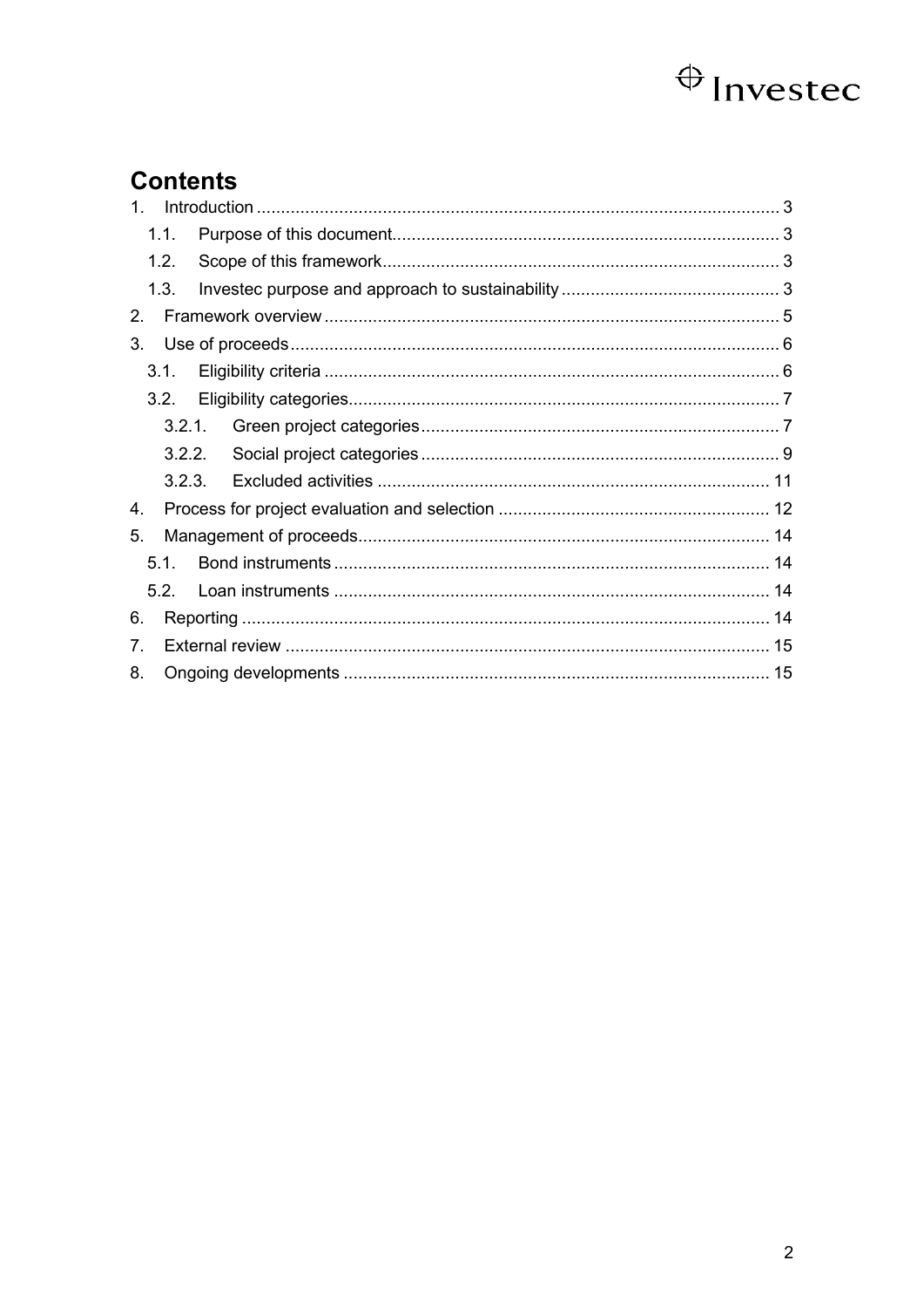# Contents

1. Introduction ........................................................................................................... 3
   1.1. Purpose of this document................................................................................ 3
   1.2. Scope of this framework.................................................................................. 3
   1.3. Investec purpose and approach to sustainability ............................................ 3
2. Framework overview ............................................................................................. 5
3. Use of proceeds .................................................................................................... 6
   3.1. Eligibility criteria ............................................................................................. 6
   3.2. Eligibility categories........................................................................................ 7
      3.2.1. Green project categories .......................................................................... 7
      3.2.2. Social project categories .......................................................................... 9
      3.2.3. Excluded activities ................................................................................. 11
4. Process for project evaluation and selection ........................................................ 12
5. Management of proceeds..................................................................................... 14
   5.1. Bond instruments .......................................................................................... 14
   5.2. Loan instruments .......................................................................................... 14
6. Reporting ............................................................................................................. 14
7. External review .................................................................................................... 15
8. Ongoing developments ........................................................................................ 15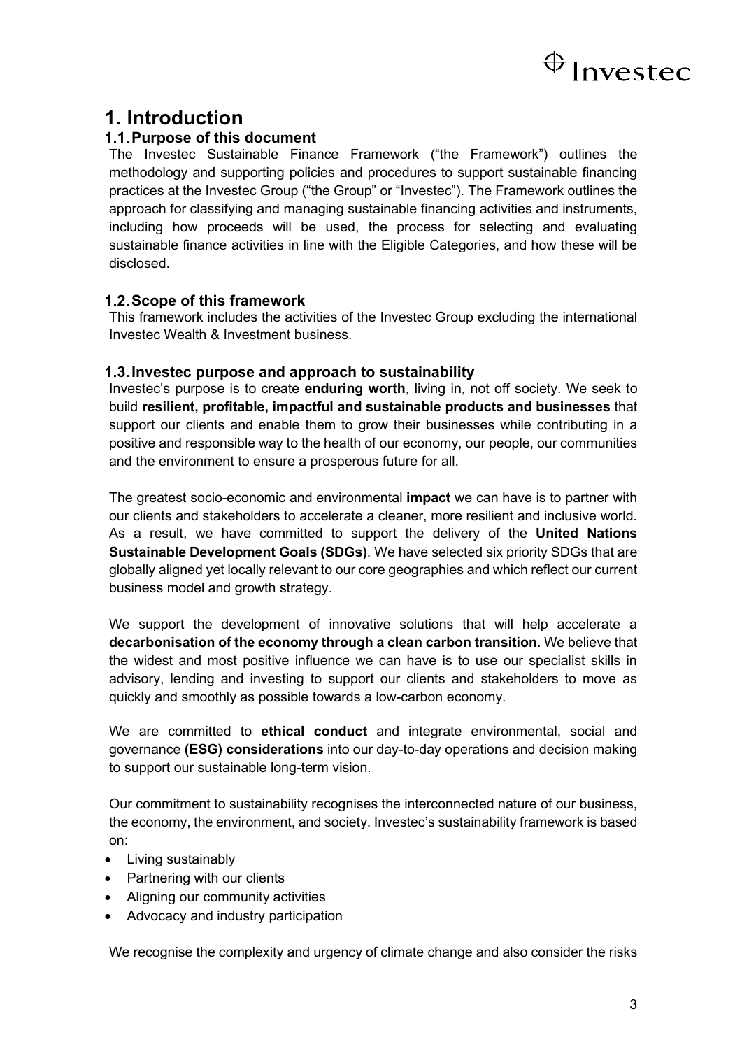# 1. Introduction

## 1.1. Purpose of this document

The Investec Sustainable Finance Framework ("the Framework") outlines the methodology and supporting policies and procedures to support sustainable financing practices at the Investec Group ("the Group" or "Investec"). The Framework outlines the approach for classifying and managing sustainable financing activities and instruments, including how proceeds will be used, the process for selecting and evaluating sustainable finance activities in line with the Eligible Categories, and how these will be disclosed.

## 1.2. Scope of this framework

This framework includes the activities of the Investec Group excluding the international Investec Wealth & Investment business.

## 1.3. Investec purpose and approach to sustainability

Investec's purpose is to create **enduring worth**, living in, not off society. We seek to build **resilient, profitable, impactful and sustainable products and businesses** that support our clients and enable them to grow their businesses while contributing in a positive and responsible way to the health of our economy, our people, our communities and the environment to ensure a prosperous future for all.

The greatest socio-economic and environmental **impact** we can have is to partner with our clients and stakeholders to accelerate a cleaner, more resilient and inclusive world. As a result, we have committed to support the delivery of the **United Nations Sustainable Development Goals (SDGs)**. We have selected six priority SDGs that are globally aligned yet locally relevant to our core geographies and which reflect our current business model and growth strategy.

We support the development of innovative solutions that will help accelerate a **decarbonisation of the economy through a clean carbon transition**. We believe that the widest and most positive influence we can have is to use our specialist skills in advisory, lending and investing to support our clients and stakeholders to move as quickly and smoothly as possible towards a low-carbon economy.

We are committed to **ethical conduct** and integrate environmental, social and governance **(ESG) considerations** into our day-to-day operations and decision making to support our sustainable long-term vision.

Our commitment to sustainability recognises the interconnected nature of our business, the economy, the environment, and society. Investec's sustainability framework is based on:

- Living sustainably
- Partnering with our clients
- Aligning our community activities
- Advocacy and industry participation

We recognise the complexity and urgency of climate change and also consider the risks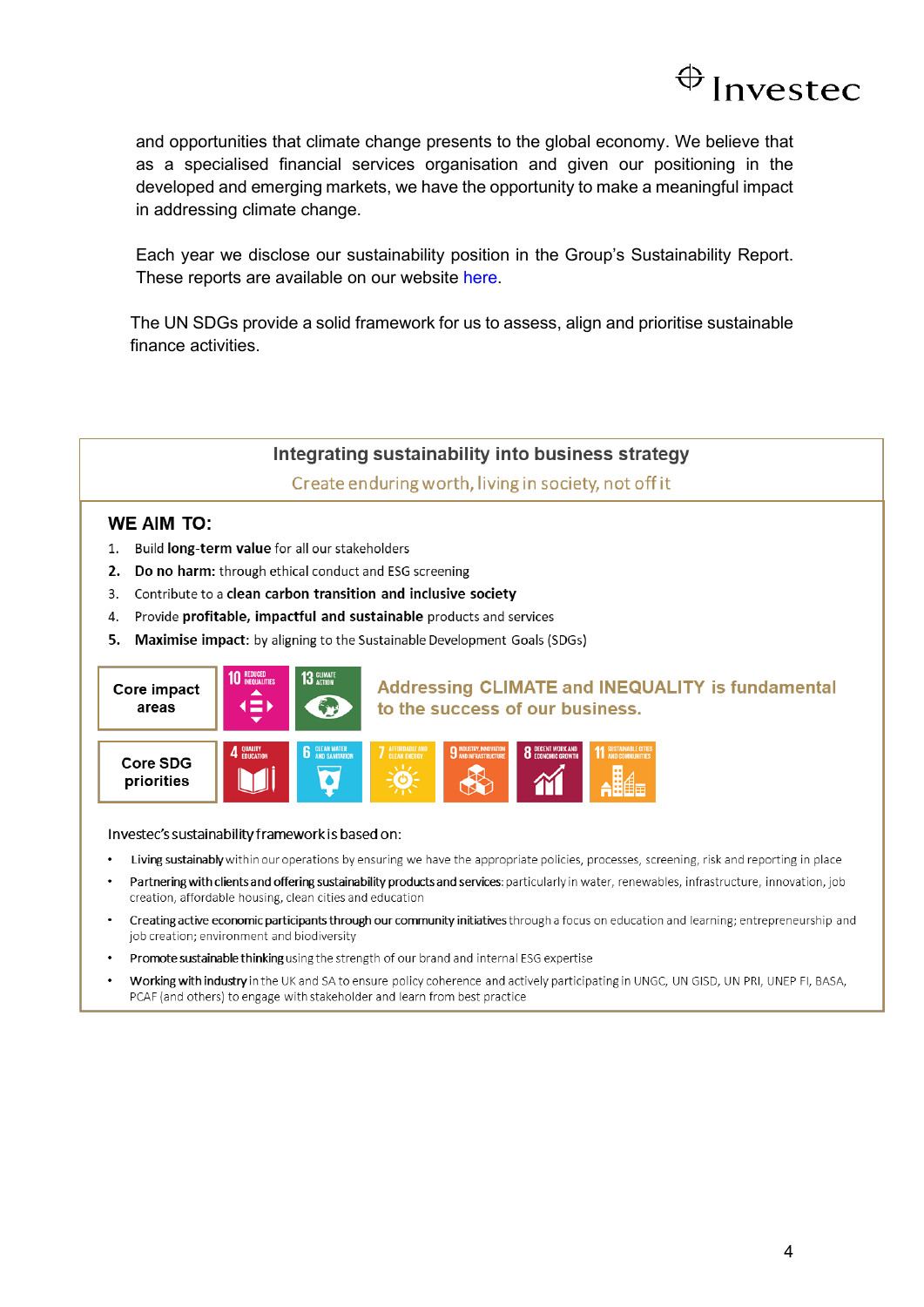and opportunities that climate change presents to the global economy. We believe that as a specialised financial services organisation and given our positioning in the developed and emerging markets, we have the opportunity to make a meaningful impact in addressing climate change.

Each year we disclose our sustainability position in the Group's Sustainability Report. These reports are available on our website here.

The UN SDGs provide a solid framework for us to assess, align and prioritise sustainable finance activities.

## Integrating sustainability into business strategy

Create enduring worth, living in society, not off it

### WE AIM TO:

1. Build **long-term value** for all our stakeholders
2. **Do no harm:** through ethical conduct and ESG screening
3. Contribute to a **clean carbon transition and inclusive society**
4. Provide **profitable, impactful and sustainable** products and services
5. **Maximise impact:** by aligning to the Sustainable Development Goals (SDGs)

**Core impact areas**: 10 Reduced Inequalities; 13 Climate Action

**Addressing CLIMATE and INEQUALITY is fundamental to the success of our business.**

**Core SDG priorities**: 4 Quality Education; 6 Clean Water and Sanitation; 7 Affordable and Clean Energy; 9 Industry, Innovation and Infrastructure; 8 Decent Work and Economic Growth; 11 Sustainable Cities and Communities

Investec's sustainability framework is based on:

- **Living sustainably** within our operations by ensuring we have the appropriate policies, processes, screening, risk and reporting in place
- **Partnering with clients and offering sustainability products and services:** particularly in water, renewables, infrastructure, innovation, job creation, affordable housing, clean cities and education
- **Creating active economic participants through our community initiatives** through a focus on education and learning; entrepreneurship and job creation; environment and biodiversity
- **Promote sustainable thinking** using the strength of our brand and internal ESG expertise
- **Working with industry** in the UK and SA to ensure policy coherence and actively participating in UNGC, UN GISD, UN PRI, UNEP FI, BASA, PCAF (and others) to engage with stakeholder and learn from best practice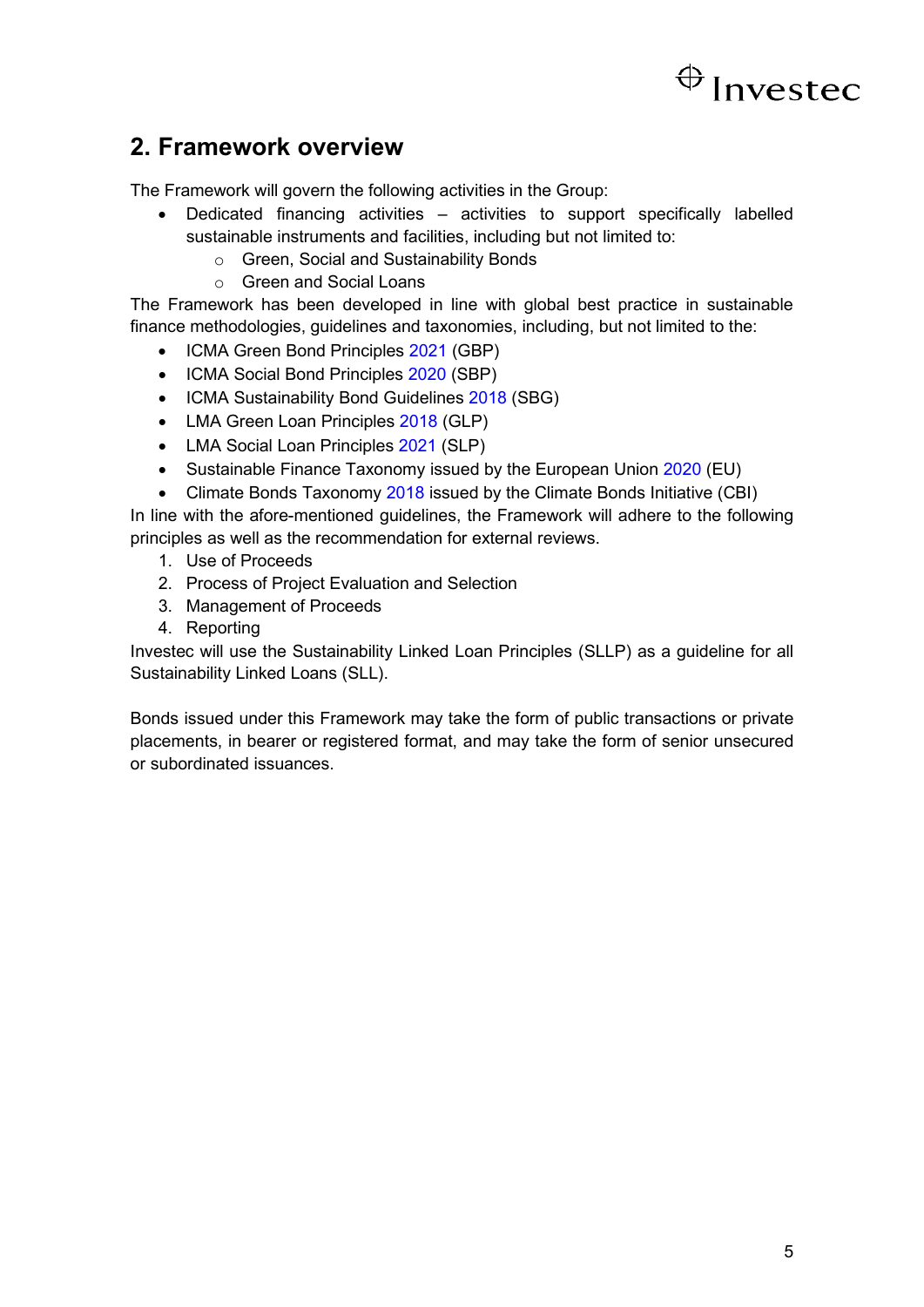## 2. Framework overview

The Framework will govern the following activities in the Group:

- Dedicated financing activities – activities to support specifically labelled sustainable instruments and facilities, including but not limited to:
  - Green, Social and Sustainability Bonds
  - Green and Social Loans

The Framework has been developed in line with global best practice in sustainable finance methodologies, guidelines and taxonomies, including, but not limited to the:

- ICMA Green Bond Principles 2021 (GBP)
- ICMA Social Bond Principles 2020 (SBP)
- ICMA Sustainability Bond Guidelines 2018 (SBG)
- LMA Green Loan Principles 2018 (GLP)
- LMA Social Loan Principles 2021 (SLP)
- Sustainable Finance Taxonomy issued by the European Union 2020 (EU)
- Climate Bonds Taxonomy 2018 issued by the Climate Bonds Initiative (CBI)

In line with the afore-mentioned guidelines, the Framework will adhere to the following principles as well as the recommendation for external reviews.

1. Use of Proceeds
2. Process of Project Evaluation and Selection
3. Management of Proceeds
4. Reporting

Investec will use the Sustainability Linked Loan Principles (SLLP) as a guideline for all Sustainability Linked Loans (SLL).

Bonds issued under this Framework may take the form of public transactions or private placements, in bearer or registered format, and may take the form of senior unsecured or subordinated issuances.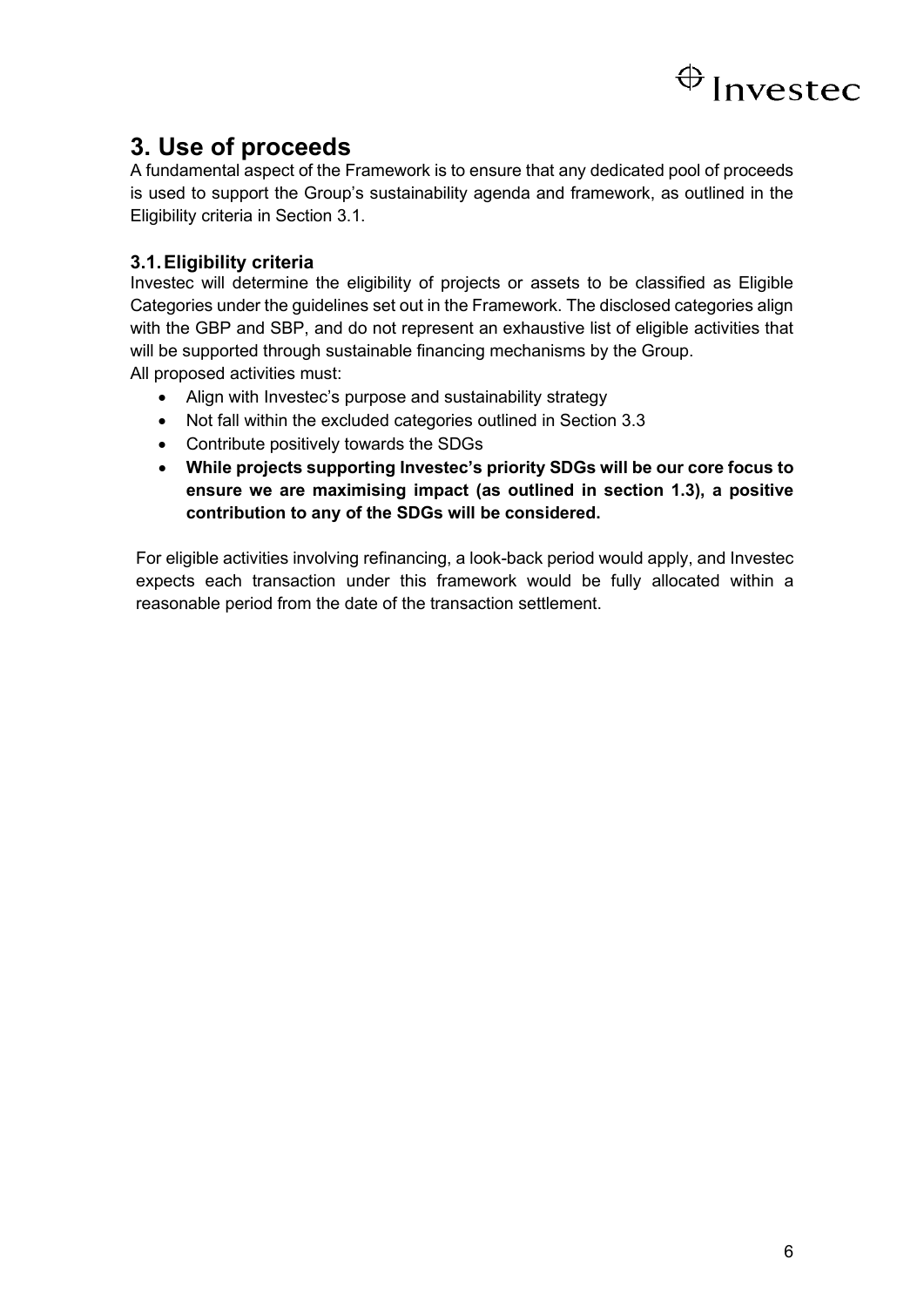# 3. Use of proceeds

A fundamental aspect of the Framework is to ensure that any dedicated pool of proceeds is used to support the Group's sustainability agenda and framework, as outlined in the Eligibility criteria in Section 3.1.

## 3.1. Eligibility criteria

Investec will determine the eligibility of projects or assets to be classified as Eligible Categories under the guidelines set out in the Framework. The disclosed categories align with the GBP and SBP, and do not represent an exhaustive list of eligible activities that will be supported through sustainable financing mechanisms by the Group.

All proposed activities must:

- Align with Investec's purpose and sustainability strategy
- Not fall within the excluded categories outlined in Section 3.3
- Contribute positively towards the SDGs
- **While projects supporting Investec's priority SDGs will be our core focus to ensure we are maximising impact (as outlined in section 1.3), a positive contribution to any of the SDGs will be considered.**

For eligible activities involving refinancing, a look-back period would apply, and Investec expects each transaction under this framework would be fully allocated within a reasonable period from the date of the transaction settlement.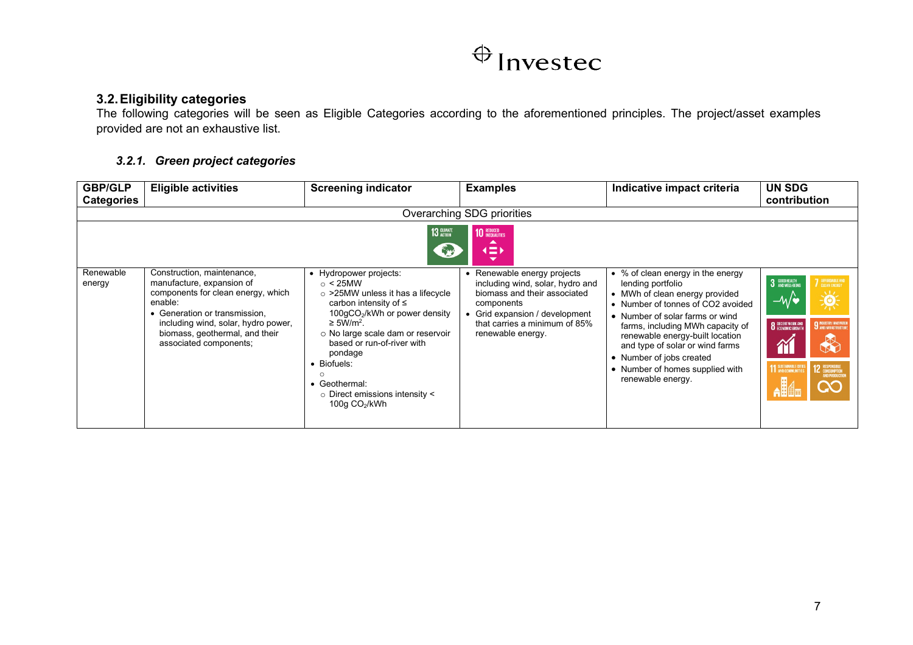### 3.2. Eligibility categories

The following categories will be seen as Eligible Categories according to the aforementioned principles. The project/asset examples provided are not an exhaustive list.

#### *3.2.1. Green project categories*

| GBP/GLP Categories | Eligible activities | Screening indicator | Examples | Indicative impact criteria | UN SDG contribution |
|---|---|---|---|---|---|
| Overarching SDG priorities | | | | | |
| 13 Climate Action; 10 Reduced Inequalities | | | | | |
| Renewable energy | Construction, maintenance, manufacture, expansion of components for clean energy, which enable: <br>• Generation or transmission, including wind, solar, hydro power, biomass, geothermal, and their associated components; | • Hydropower projects: <br>○ < 25MW <br>○ >25MW unless it has a lifecycle carbon intensity of ≤ 100g$CO_2$/kWh or power density ≥ 5W/$m^2$. <br>○ No large scale dam or reservoir based or run-of-river with pondage <br>• Biofuels: <br>○ <br>• Geothermal: <br>○ Direct emissions intensity < 100g $CO_2$/kWh | • Renewable energy projects including wind, solar, hydro and biomass and their associated components <br>• Grid expansion / development that carries a minimum of 85% renewable energy. | • % of clean energy in the energy lending portfolio <br>• MWh of clean energy provided <br>• Number of tonnes of CO2 avoided <br>• Number of solar farms or wind farms, including MWh capacity of renewable energy-built location and type of solar or wind farms <br>• Number of jobs created <br>• Number of homes supplied with renewable energy. | 3 Good Health and Well-Being; 7 Affordable and Clean Energy; 8 Decent Work and Economic Growth; 9 Industry, Innovation and Infrastructure; 11 Sustainable Cities and Communities; 12 Responsible Consumption and Production |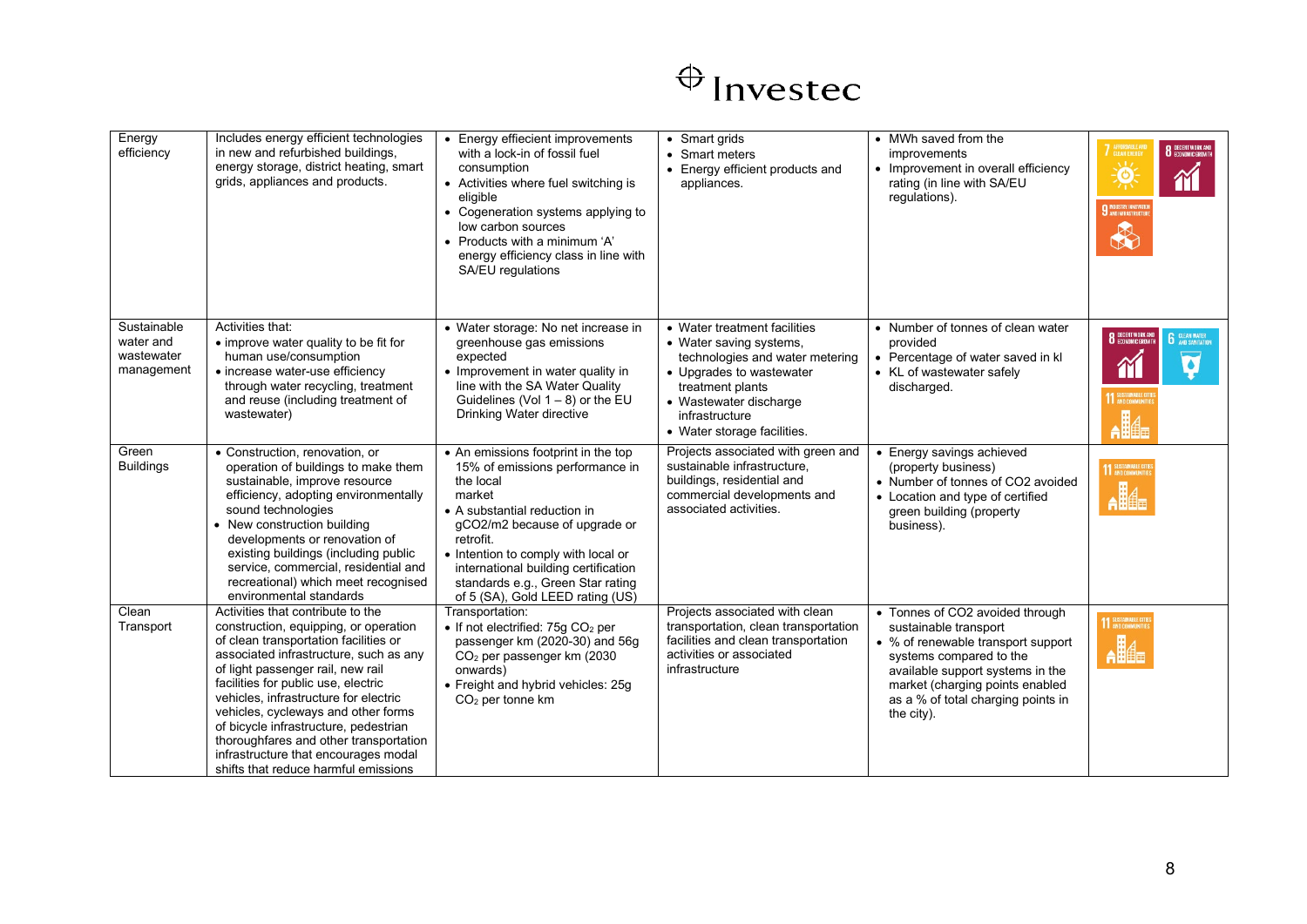| Energy efficiency | Includes energy efficient technologies in new and refurbished buildings, energy storage, district heating, smart grids, appliances and products. | • Energy effiecient improvements with a lock-in of fossil fuel consumption<br>• Activities where fuel switching is eligible<br>• Cogeneration systems applying to low carbon sources<br>• Products with a minimum 'A' energy efficiency class in line with SA/EU regulations | • Smart grids<br>• Smart meters<br>• Energy efficient products and appliances. | • MWh saved from the improvements<br>• Improvement in overall efficiency rating (in line with SA/EU regulations). | 7 Affordable and clean energy; 8 Decent work and economic growth; 9 Industry, innovation and infrastructure |
|---|---|---|---|---|---|
| Sustainable water and wastewater management | Activities that:<br>• improve water quality to be fit for human use/consumption<br>• increase water-use efficiency through water recycling, treatment and reuse (including treatment of wastewater) | • Water storage: No net increase in greenhouse gas emissions expected<br>• Improvement in water quality in line with the SA Water Quality Guidelines (Vol 1 – 8) or the EU Drinking Water directive | • Water treatment facilities<br>• Water saving systems, technologies and water metering<br>• Upgrades to wastewater treatment plants<br>• Wastewater discharge infrastructure<br>• Water storage facilities. | • Number of tonnes of clean water provided<br>• Percentage of water saved in kl<br>• KL of wastewater safely discharged. | 8 Decent work and economic growth; 6 Clean water and sanitation; 11 Sustainable cities and communities |
| Green Buildings | • Construction, renovation, or operation of buildings to make them sustainable, improve resource efficiency, adopting environmentally sound technologies<br>• New construction building developments or renovation of existing buildings (including public service, commercial, residential and recreational) which meet recognised environmental standards | • An emissions footprint in the top 15% of emissions performance in the local market<br>• A substantial reduction in gCO2/m2 because of upgrade or retrofit.<br>• Intention to comply with local or international building certification standards e.g., Green Star rating of 5 (SA), Gold LEED rating (US) | Projects associated with green and sustainable infrastructure, buildings, residential and commercial developments and associated activities. | • Energy savings achieved (property business)<br>• Number of tonnes of CO2 avoided<br>• Location and type of certified green building (property business). | 11 Sustainable cities and communities |
| Clean Transport | Activities that contribute to the construction, equipping, or operation of clean transportation facilities or associated infrastructure, such as any of light passenger rail, new rail facilities for public use, electric vehicles, infrastructure for electric vehicles, cycleways and other forms of bicycle infrastructure, pedestrian thoroughfares and other transportation infrastructure that encourages modal shifts that reduce harmful emissions | Transportation:<br>• If not electrified: 75g $CO_2$ per passenger km (2020-30) and 56g $CO_2$ per passenger km (2030 onwards)<br>• Freight and hybrid vehicles: 25g $CO_2$ per tonne km | Projects associated with clean transportation, clean transportation facilities and clean transportation activities or associated infrastructure | • Tonnes of CO2 avoided through sustainable transport<br>• % of renewable transport support systems compared to the available support systems in the market (charging points enabled as a % of total charging points in the city). | 11 Sustainable cities and communities |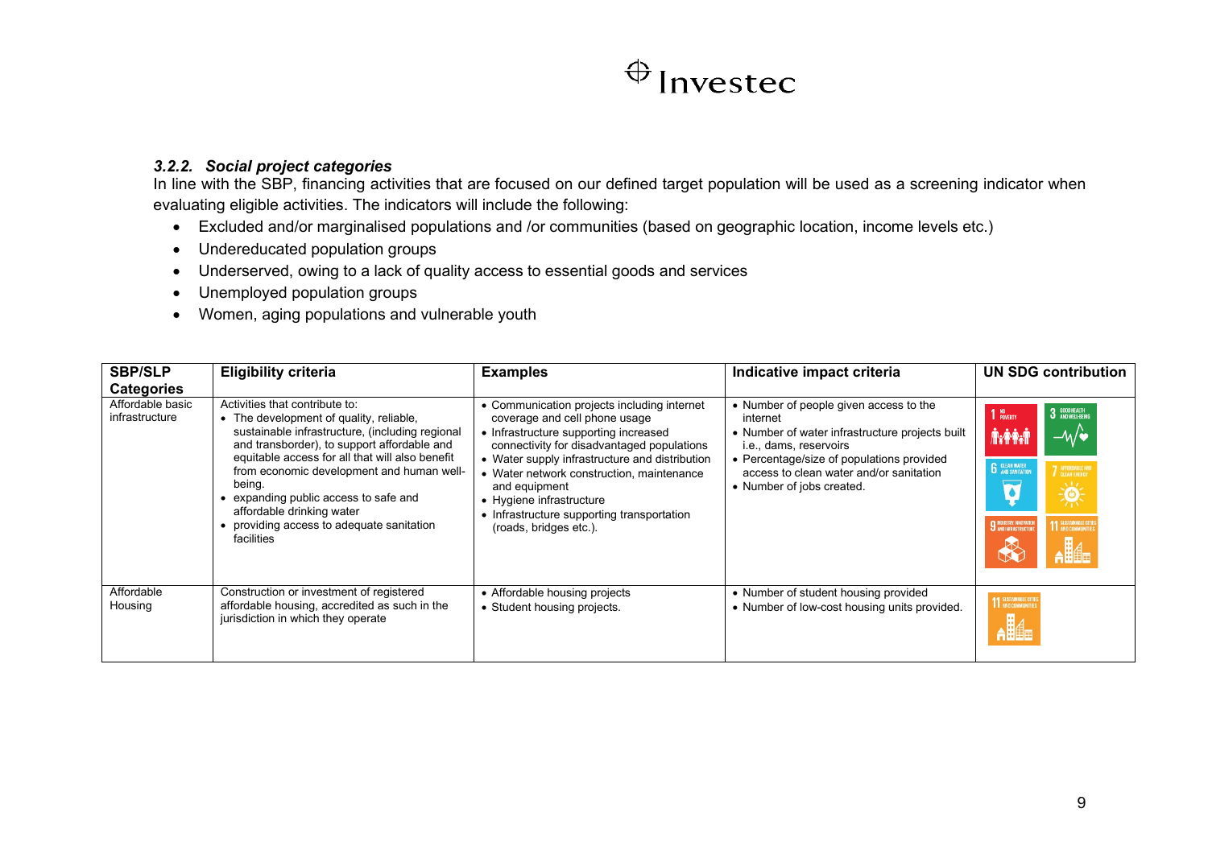### *3.2.2. Social project categories*

In line with the SBP, financing activities that are focused on our defined target population will be used as a screening indicator when evaluating eligible activities. The indicators will include the following:

- Excluded and/or marginalised populations and /or communities (based on geographic location, income levels etc.)
- Undereducated population groups
- Underserved, owing to a lack of quality access to essential goods and services
- Unemployed population groups
- Women, aging populations and vulnerable youth

| SBP/SLP Categories | Eligibility criteria | Examples | Indicative impact criteria | UN SDG contribution |
|---|---|---|---|---|
| Affordable basic infrastructure | Activities that contribute to:<br>• The development of quality, reliable, sustainable infrastructure, (including regional and transborder), to support affordable and equitable access for all that will also benefit from economic development and human well-being.<br>• expanding public access to safe and affordable drinking water<br>• providing access to adequate sanitation facilities | • Communication projects including internet coverage and cell phone usage<br>• Infrastructure supporting increased connectivity for disadvantaged populations<br>• Water supply infrastructure and distribution<br>• Water network construction, maintenance and equipment<br>• Hygiene infrastructure<br>• Infrastructure supporting transportation (roads, bridges etc.). | • Number of people given access to the internet<br>• Number of water infrastructure projects built i.e., dams, reservoirs<br>• Percentage/size of populations provided access to clean water and/or sanitation<br>• Number of jobs created. | 1 No Poverty; 3 Good Health and Well-Being; 6 Clean Water and Sanitation; 7 Affordable and Clean Energy; 9 Industry, Innovation and Infrastructure; 11 Sustainable Cities and Communities |
| Affordable Housing | Construction or investment of registered affordable housing, accredited as such in the jurisdiction in which they operate | • Affordable housing projects<br>• Student housing projects. | • Number of student housing provided<br>• Number of low-cost housing units provided. | 11 Sustainable Cities and Communities |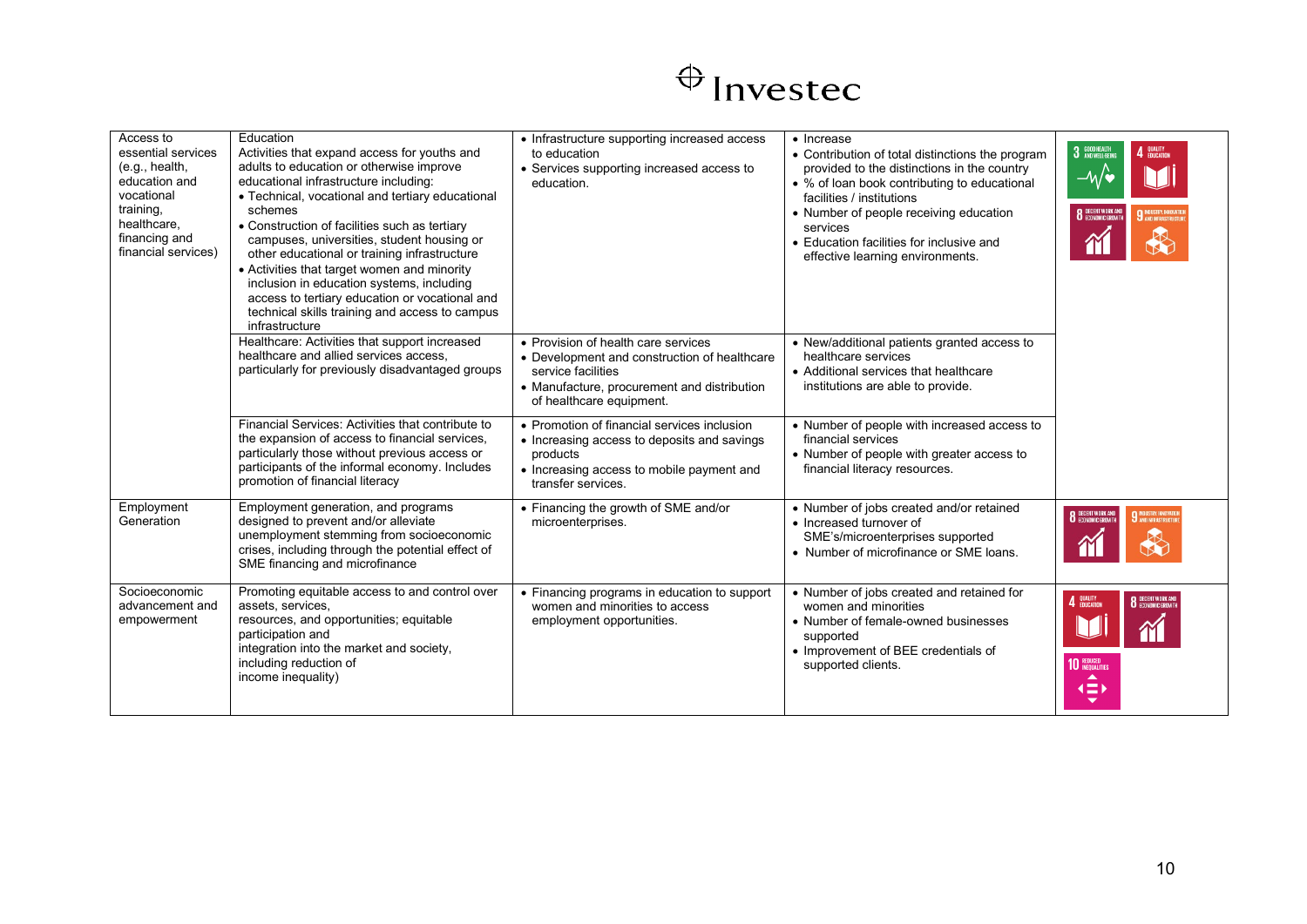| Access to essential services (e.g., health, education and vocational training, healthcare, financing and financial services) | Education<br>Activities that expand access for youths and adults to education or otherwise improve educational infrastructure including:<br>• Technical, vocational and tertiary educational schemes<br>• Construction of facilities such as tertiary campuses, universities, student housing or other educational or training infrastructure<br>• Activities that target women and minority inclusion in education systems, including access to tertiary education or vocational and technical skills training and access to campus infrastructure | • Infrastructure supporting increased access to education<br>• Services supporting increased access to education. | • Increase<br>• Contribution of total distinctions the program provided to the distinctions in the country<br>• % of loan book contributing to educational facilities / institutions<br>• Number of people receiving education services<br>• Education facilities for inclusive and effective learning environments. | 3 GOOD HEALTH AND WELL-BEING<br>4 QUALITY EDUCATION<br>8 DECENT WORK AND ECONOMIC GROWTH<br>9 INDUSTRY, INNOVATION AND INFRASTRUCTURE |
|---|---|---|---|---|
| | Healthcare: Activities that support increased healthcare and allied services access, particularly for previously disadvantaged groups | • Provision of health care services<br>• Development and construction of healthcare service facilities<br>• Manufacture, procurement and distribution of healthcare equipment. | • New/additional patients granted access to healthcare services<br>• Additional services that healthcare institutions are able to provide. | |
| | Financial Services: Activities that contribute to the expansion of access to financial services, particularly those without previous access or participants of the informal economy. Includes promotion of financial literacy | • Promotion of financial services inclusion<br>• Increasing access to deposits and savings products<br>• Increasing access to mobile payment and transfer services. | • Number of people with increased access to financial services<br>• Number of people with greater access to financial literacy resources. | |
| Employment Generation | Employment generation, and programs designed to prevent and/or alleviate unemployment stemming from socioeconomic crises, including through the potential effect of SME financing and microfinance | • Financing the growth of SME and/or microenterprises. | • Number of jobs created and/or retained<br>• Increased turnover of SME's/microenterprises supported<br>• Number of microfinance or SME loans. | 8 DECENT WORK AND ECONOMIC GROWTH<br>9 INDUSTRY, INNOVATION AND INFRASTRUCTURE |
| Socioeconomic advancement and empowerment | Promoting equitable access to and control over assets, services, resources, and opportunities; equitable participation and integration into the market and society, including reduction of income inequality) | • Financing programs in education to support women and minorities to access employment opportunities. | • Number of jobs created and retained for women and minorities<br>• Number of female-owned businesses supported<br>• Improvement of BEE credentials of supported clients. | 4 QUALITY EDUCATION<br>8 DECENT WORK AND ECONOMIC GROWTH<br>10 REDUCED INEQUALITIES |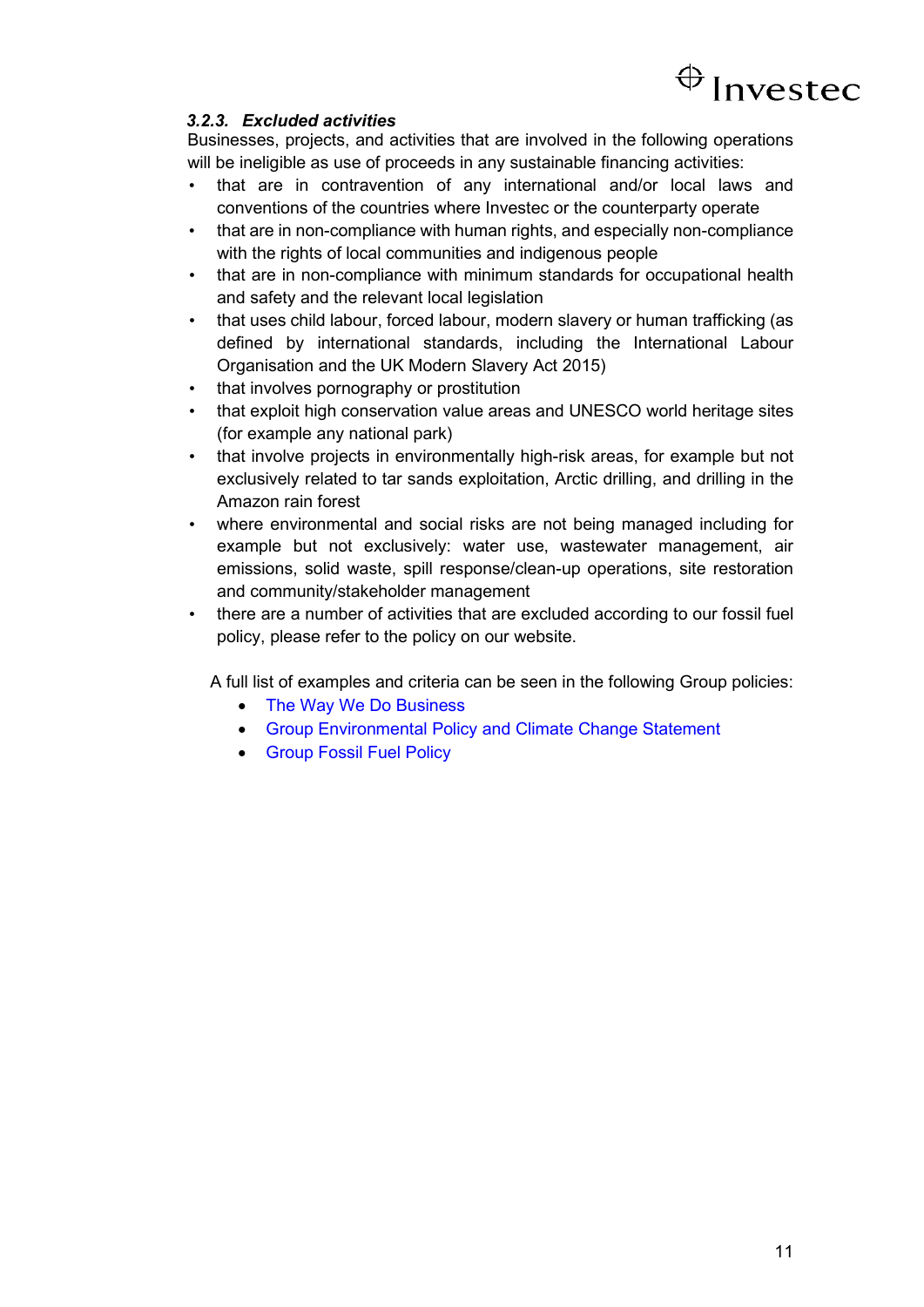#### *3.2.3. Excluded activities*

Businesses, projects, and activities that are involved in the following operations will be ineligible as use of proceeds in any sustainable financing activities:

- that are in contravention of any international and/or local laws and conventions of the countries where Investec or the counterparty operate
- that are in non-compliance with human rights, and especially non-compliance with the rights of local communities and indigenous people
- that are in non-compliance with minimum standards for occupational health and safety and the relevant local legislation
- that uses child labour, forced labour, modern slavery or human trafficking (as defined by international standards, including the International Labour Organisation and the UK Modern Slavery Act 2015)
- that involves pornography or prostitution
- that exploit high conservation value areas and UNESCO world heritage sites (for example any national park)
- that involve projects in environmentally high-risk areas, for example but not exclusively related to tar sands exploitation, Arctic drilling, and drilling in the Amazon rain forest
- where environmental and social risks are not being managed including for example but not exclusively: water use, wastewater management, air emissions, solid waste, spill response/clean-up operations, site restoration and community/stakeholder management
- there are a number of activities that are excluded according to our fossil fuel policy, please refer to the policy on our website.

A full list of examples and criteria can be seen in the following Group policies:

- The Way We Do Business
- Group Environmental Policy and Climate Change Statement
- Group Fossil Fuel Policy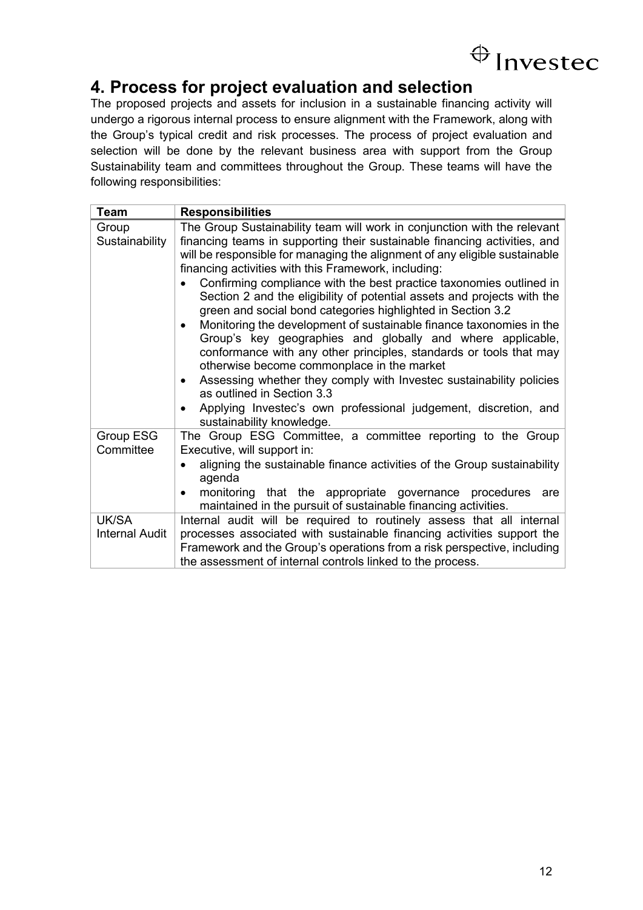## 4. Process for project evaluation and selection

The proposed projects and assets for inclusion in a sustainable financing activity will undergo a rigorous internal process to ensure alignment with the Framework, along with the Group's typical credit and risk processes. The process of project evaluation and selection will be done by the relevant business area with support from the Group Sustainability team and committees throughout the Group. These teams will have the following responsibilities:

| Team | Responsibilities |
|---|---|
| Group Sustainability | The Group Sustainability team will work in conjunction with the relevant financing teams in supporting their sustainable financing activities, and will be responsible for managing the alignment of any eligible sustainable financing activities with this Framework, including:<br>• Confirming compliance with the best practice taxonomies outlined in Section 2 and the eligibility of potential assets and projects with the green and social bond categories highlighted in Section 3.2<br>• Monitoring the development of sustainable finance taxonomies in the Group's key geographies and globally and where applicable, conformance with any other principles, standards or tools that may otherwise become commonplace in the market<br>• Assessing whether they comply with Investec sustainability policies as outlined in Section 3.3<br>• Applying Investec's own professional judgement, discretion, and sustainability knowledge. |
| Group ESG Committee | The Group ESG Committee, a committee reporting to the Group Executive, will support in:<br>• aligning the sustainable finance activities of the Group sustainability agenda<br>• monitoring that the appropriate governance procedures are maintained in the pursuit of sustainable financing activities. |
| UK/SA Internal Audit | Internal audit will be required to routinely assess that all internal processes associated with sustainable financing activities support the Framework and the Group's operations from a risk perspective, including the assessment of internal controls linked to the process. |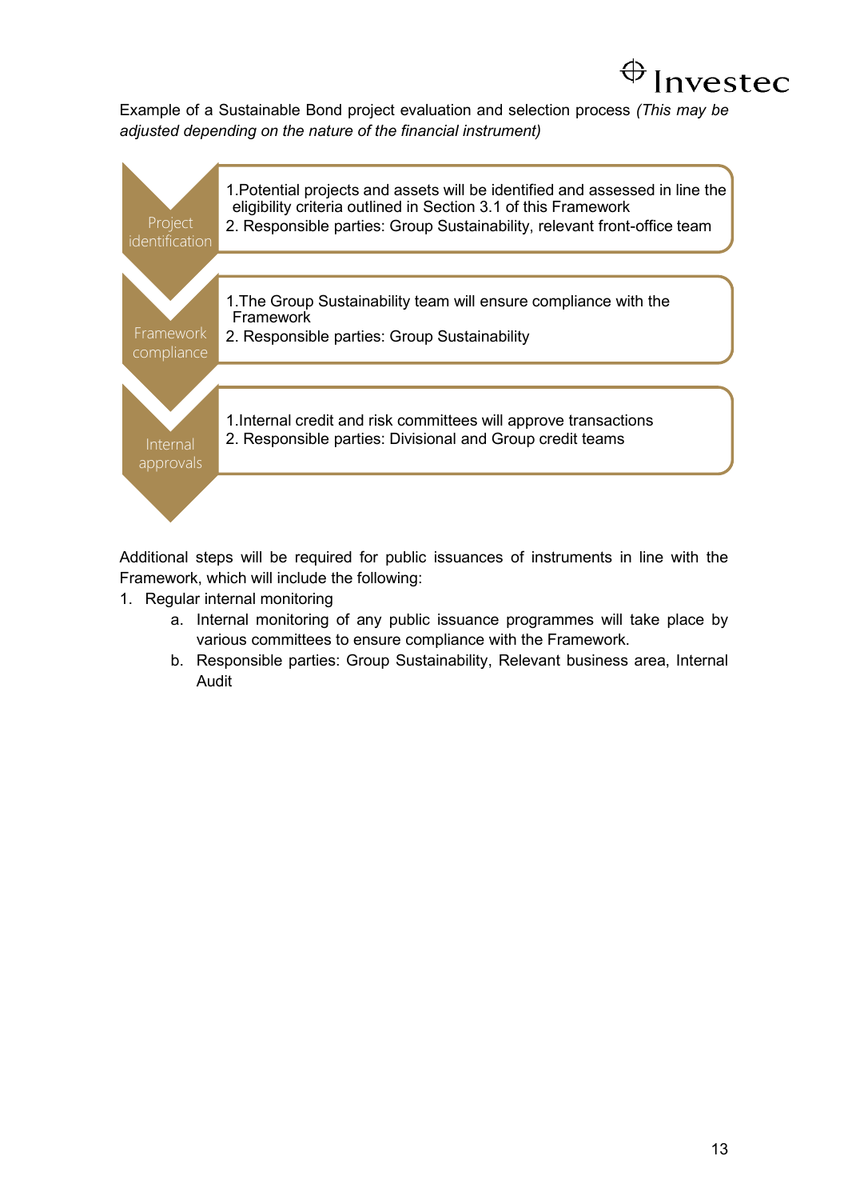Example of a Sustainable Bond project evaluation and selection process *(This may be adjusted depending on the nature of the financial instrument)*

**Project identification**

1. Potential projects and assets will be identified and assessed in line the eligibility criteria outlined in Section 3.1 of this Framework
2. Responsible parties: Group Sustainability, relevant front-office team

**Framework compliance**

1. The Group Sustainability team will ensure compliance with the Framework
2. Responsible parties: Group Sustainability

**Internal approvals**

1. Internal credit and risk committees will approve transactions
2. Responsible parties: Divisional and Group credit teams

Additional steps will be required for public issuances of instruments in line with the Framework, which will include the following:

1. Regular internal monitoring
   a. Internal monitoring of any public issuance programmes will take place by various committees to ensure compliance with the Framework.
   b. Responsible parties: Group Sustainability, Relevant business area, Internal Audit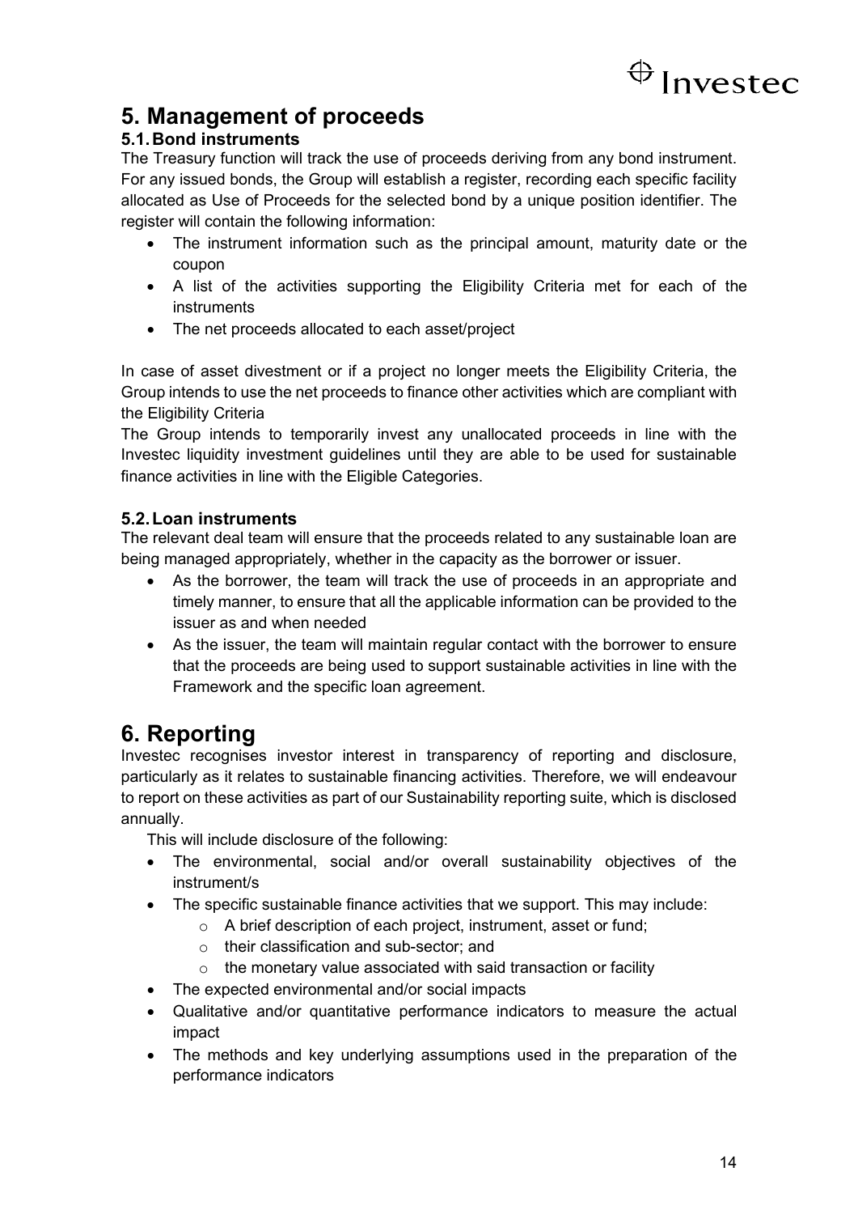# 5. Management of proceeds

## 5.1. Bond instruments

The Treasury function will track the use of proceeds deriving from any bond instrument. For any issued bonds, the Group will establish a register, recording each specific facility allocated as Use of Proceeds for the selected bond by a unique position identifier. The register will contain the following information:

- The instrument information such as the principal amount, maturity date or the coupon
- A list of the activities supporting the Eligibility Criteria met for each of the instruments
- The net proceeds allocated to each asset/project

In case of asset divestment or if a project no longer meets the Eligibility Criteria, the Group intends to use the net proceeds to finance other activities which are compliant with the Eligibility Criteria

The Group intends to temporarily invest any unallocated proceeds in line with the Investec liquidity investment guidelines until they are able to be used for sustainable finance activities in line with the Eligible Categories.

## 5.2. Loan instruments

The relevant deal team will ensure that the proceeds related to any sustainable loan are being managed appropriately, whether in the capacity as the borrower or issuer.

- As the borrower, the team will track the use of proceeds in an appropriate and timely manner, to ensure that all the applicable information can be provided to the issuer as and when needed
- As the issuer, the team will maintain regular contact with the borrower to ensure that the proceeds are being used to support sustainable activities in line with the Framework and the specific loan agreement.

# 6. Reporting

Investec recognises investor interest in transparency of reporting and disclosure, particularly as it relates to sustainable financing activities. Therefore, we will endeavour to report on these activities as part of our Sustainability reporting suite, which is disclosed annually.

This will include disclosure of the following:

- The environmental, social and/or overall sustainability objectives of the instrument/s
- The specific sustainable finance activities that we support. This may include:
  - A brief description of each project, instrument, asset or fund;
  - their classification and sub-sector; and
  - the monetary value associated with said transaction or facility
- The expected environmental and/or social impacts
- Qualitative and/or quantitative performance indicators to measure the actual impact
- The methods and key underlying assumptions used in the preparation of the performance indicators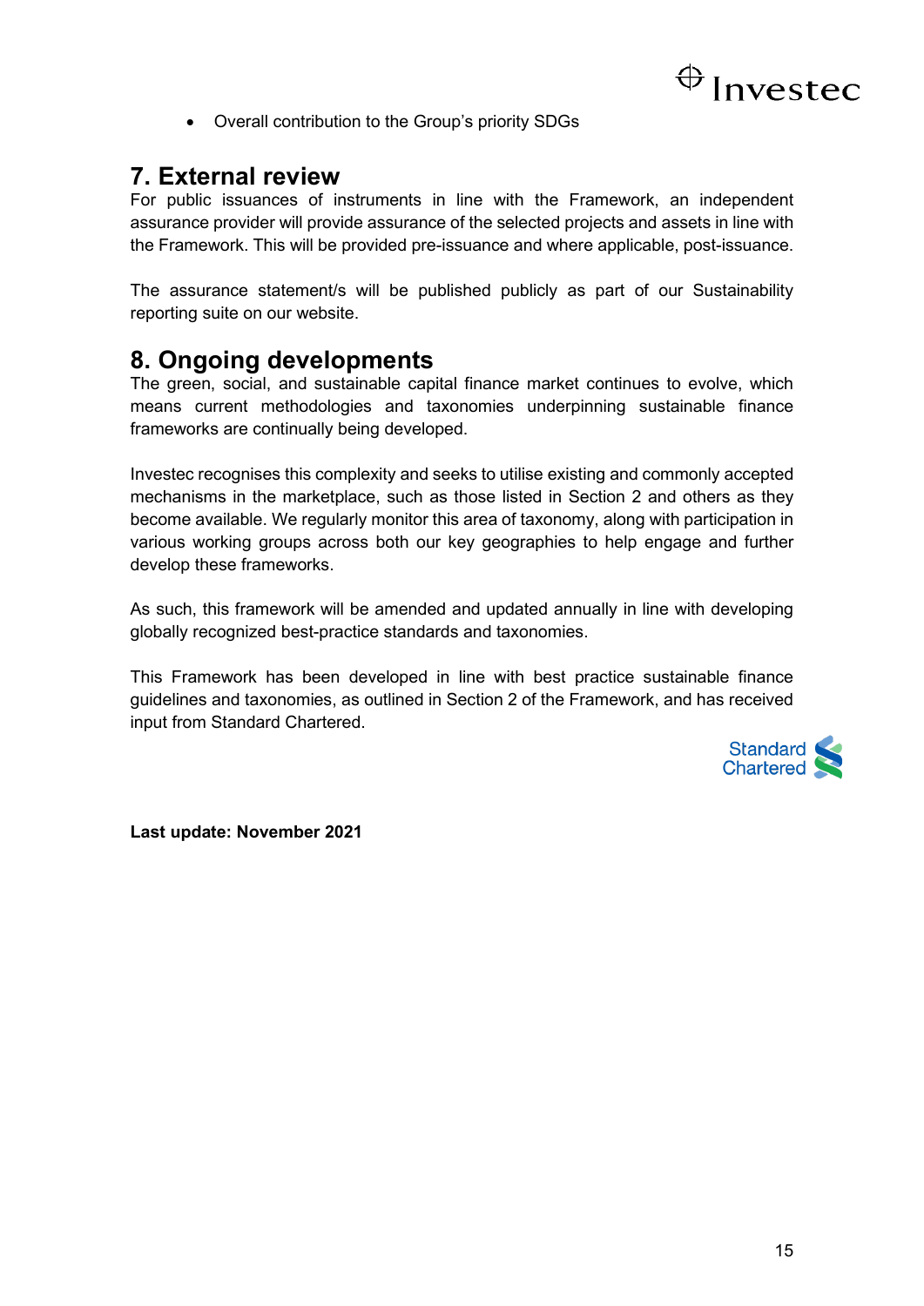- Overall contribution to the Group's priority SDGs

## 7. External review

For public issuances of instruments in line with the Framework, an independent assurance provider will provide assurance of the selected projects and assets in line with the Framework. This will be provided pre-issuance and where applicable, post-issuance.

The assurance statement/s will be published publicly as part of our Sustainability reporting suite on our website.

## 8. Ongoing developments

The green, social, and sustainable capital finance market continues to evolve, which means current methodologies and taxonomies underpinning sustainable finance frameworks are continually being developed.

Investec recognises this complexity and seeks to utilise existing and commonly accepted mechanisms in the marketplace, such as those listed in Section 2 and others as they become available. We regularly monitor this area of taxonomy, along with participation in various working groups across both our key geographies to help engage and further develop these frameworks.

As such, this framework will be amended and updated annually in line with developing globally recognized best-practice standards and taxonomies.

This Framework has been developed in line with best practice sustainable finance guidelines and taxonomies, as outlined in Section 2 of the Framework, and has received input from Standard Chartered.

Standard Chartered

**Last update: November 2021**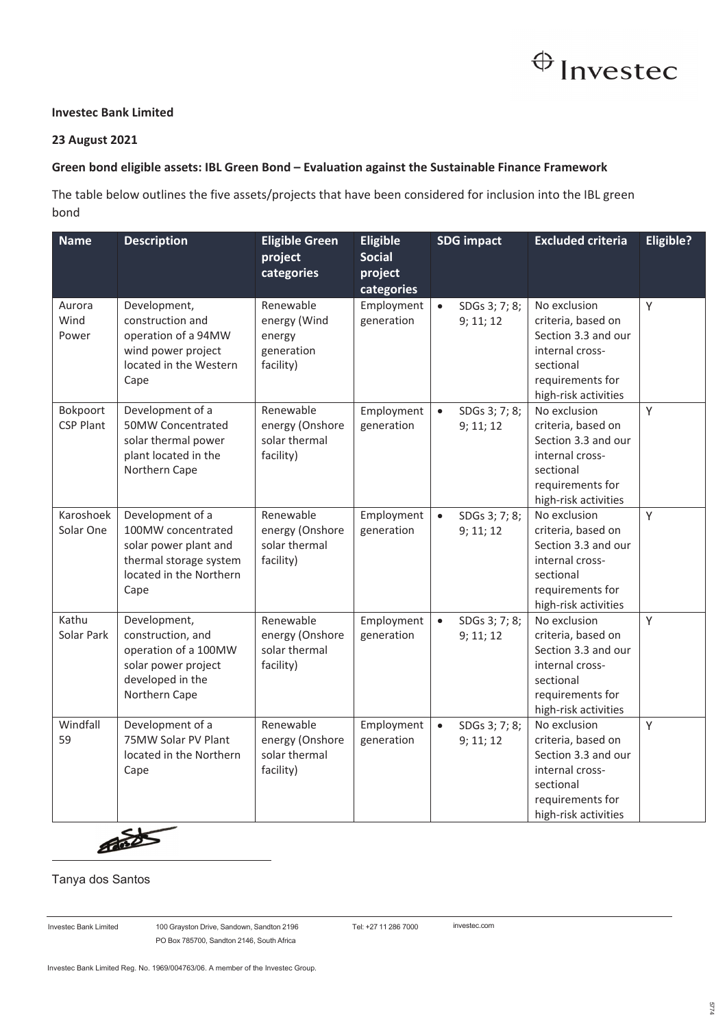**Investec Bank Limited**

**23 August 2021**

**Green bond eligible assets: IBL Green Bond – Evaluation against the Sustainable Finance Framework**

The table below outlines the five assets/projects that have been considered for inclusion into the IBL green bond

| Name | Description | Eligible Green project categories | Eligible Social project categories | SDG impact | Excluded criteria | Eligible? |
|---|---|---|---|---|---|---|
| Aurora Wind Power | Development, construction and operation of a 94MW wind power project located in the Western Cape | Renewable energy (Wind energy generation facility) | Employment generation | • SDGs 3; 7; 8; 9; 11; 12 | No exclusion criteria, based on Section 3.3 and our internal cross-sectional requirements for high-risk activities | Y |
| Bokpoort CSP Plant | Development of a 50MW Concentrated solar thermal power plant located in the Northern Cape | Renewable energy (Onshore solar thermal facility) | Employment generation | • SDGs 3; 7; 8; 9; 11; 12 | No exclusion criteria, based on Section 3.3 and our internal cross-sectional requirements for high-risk activities | Y |
| Karoshoek Solar One | Development of a 100MW concentrated solar power plant and thermal storage system located in the Northern Cape | Renewable energy (Onshore solar thermal facility) | Employment generation | • SDGs 3; 7; 8; 9; 11; 12 | No exclusion criteria, based on Section 3.3 and our internal cross-sectional requirements for high-risk activities | Y |
| Kathu Solar Park | Development, construction, and operation of a 100MW solar power project developed in the Northern Cape | Renewable energy (Onshore solar thermal facility) | Employment generation | • SDGs 3; 7; 8; 9; 11; 12 | No exclusion criteria, based on Section 3.3 and our internal cross-sectional requirements for high-risk activities | Y |
| Windfall 59 | Development of a 75MW Solar PV Plant located in the Northern Cape | Renewable energy (Onshore solar thermal facility) | Employment generation | • SDGs 3; 7; 8; 9; 11; 12 | No exclusion criteria, based on Section 3.3 and our internal cross-sectional requirements for high-risk activities | Y |

Tanya dos Santos

Investec Bank Limited 100 Grayston Drive, Sandown, Sandton 2196 PO Box 785700, Sandton 2146, South Africa Tel: +27 11 286 7000 investec.com

Investec Bank Limited Reg. No. 1969/004763/06. A member of the Investec Group.